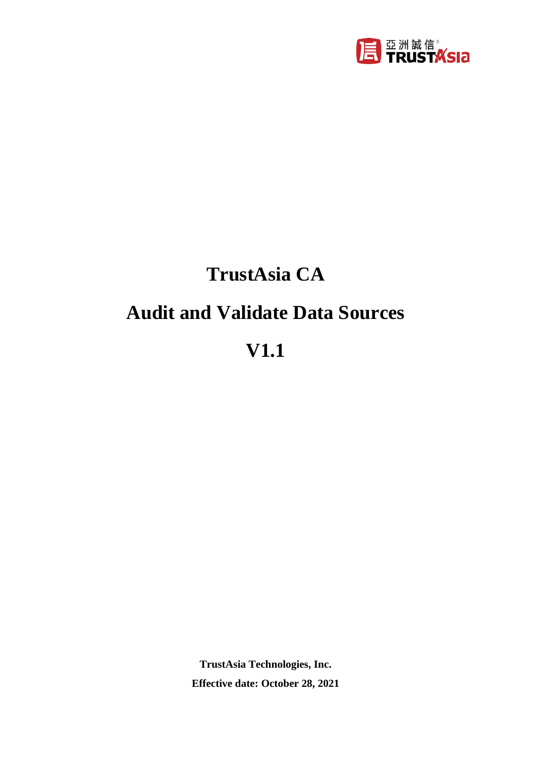# TrustAsia CA

# Audit and Validate Data Sources

# V1.1

**TrustAsia Technologies, Inc.**

**Effective date: October 28, 2021**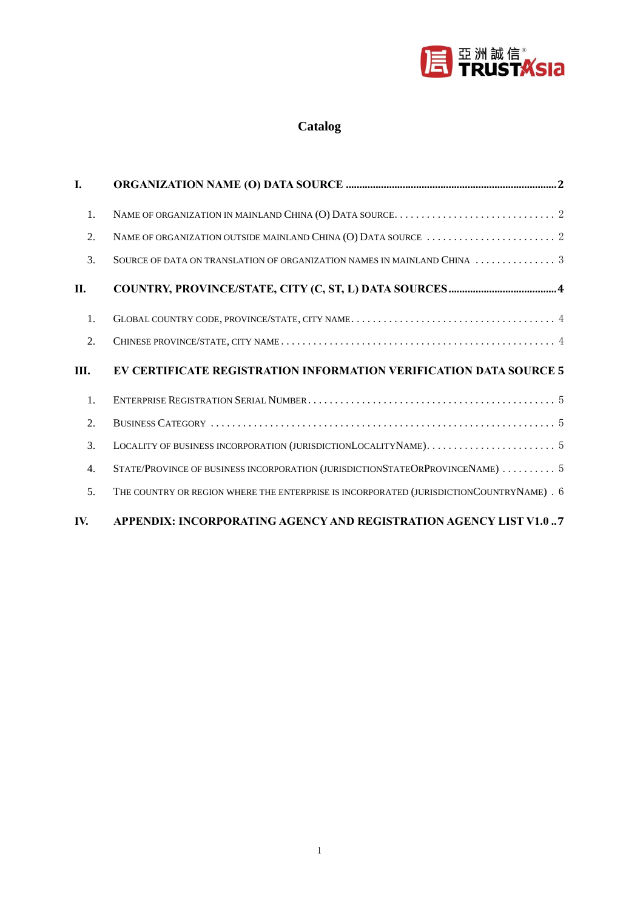# Catalog

| | | |
|---|---|---|
| **I.** | **ORGANIZATION NAME (O) DATA SOURCE** | **2** |
| 1. | NAME OF ORGANIZATION IN MAINLAND CHINA (O) DATA SOURCE | 2 |
| 2. | NAME OF ORGANIZATION OUTSIDE MAINLAND CHINA (O) DATA SOURCE | 2 |
| 3. | SOURCE OF DATA ON TRANSLATION OF ORGANIZATION NAMES IN MAINLAND CHINA | 3 |
| **II.** | **COUNTRY, PROVINCE/STATE, CITY (C, ST, L) DATA SOURCES** | **4** |
| 1. | GLOBAL COUNTRY CODE, PROVINCE/STATE, CITY NAME | 4 |
| 2. | CHINESE PROVINCE/STATE, CITY NAME | 4 |
| **III.** | **EV CERTIFICATE REGISTRATION INFORMATION VERIFICATION DATA SOURCE** | **5** |
| 1. | ENTERPRISE REGISTRATION SERIAL NUMBER | 5 |
| 2. | BUSINESS CATEGORY | 5 |
| 3. | LOCALITY OF BUSINESS INCORPORATION (JURISDICTIONLOCALITYNAME) | 5 |
| 4. | STATE/PROVINCE OF BUSINESS INCORPORATION (JURISDICTIONSTATEORPROVINCENAME) | 5 |
| 5. | THE COUNTRY OR REGION WHERE THE ENTERPRISE IS INCORPORATED (JURISDICTIONCOUNTRYNAME) | 6 |
| **IV.** | **APPENDIX: INCORPORATING AGENCY AND REGISTRATION AGENCY LIST V1.0** | **7** |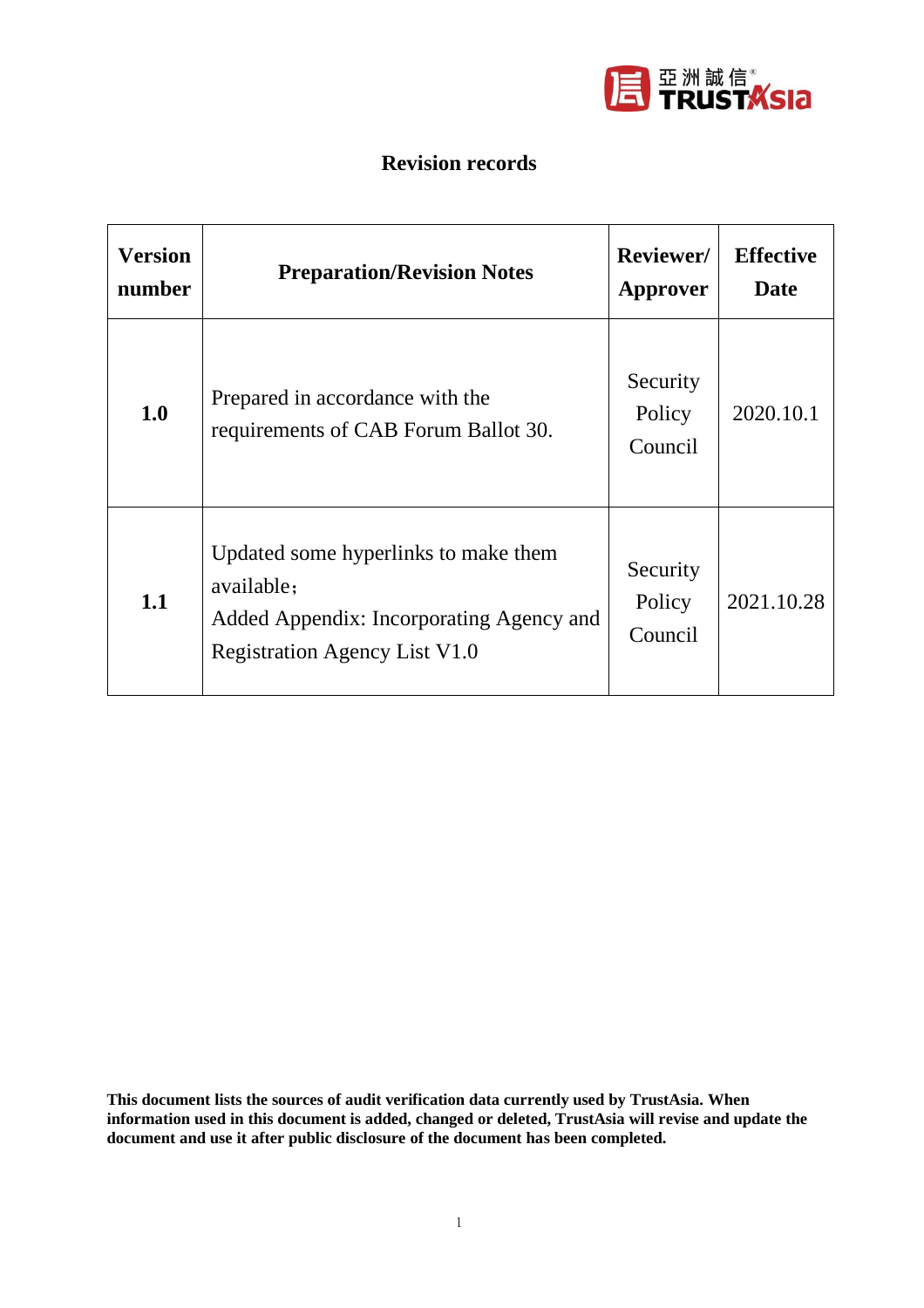# Revision records

| Version number | Preparation/Revision Notes | Reviewer/ Approver | Effective Date |
|---|---|---|---|
| **1.0** | Prepared in accordance with the requirements of CAB Forum Ballot 30. | Security Policy Council | 2020.10.1 |
| **1.1** | Updated some hyperlinks to make them available；<br>Added Appendix: Incorporating Agency and Registration Agency List V1.0 | Security Policy Council | 2021.10.28 |

**This document lists the sources of audit verification data currently used by TrustAsia. When information used in this document is added, changed or deleted, TrustAsia will revise and update the document and use it after public disclosure of the document has been completed.**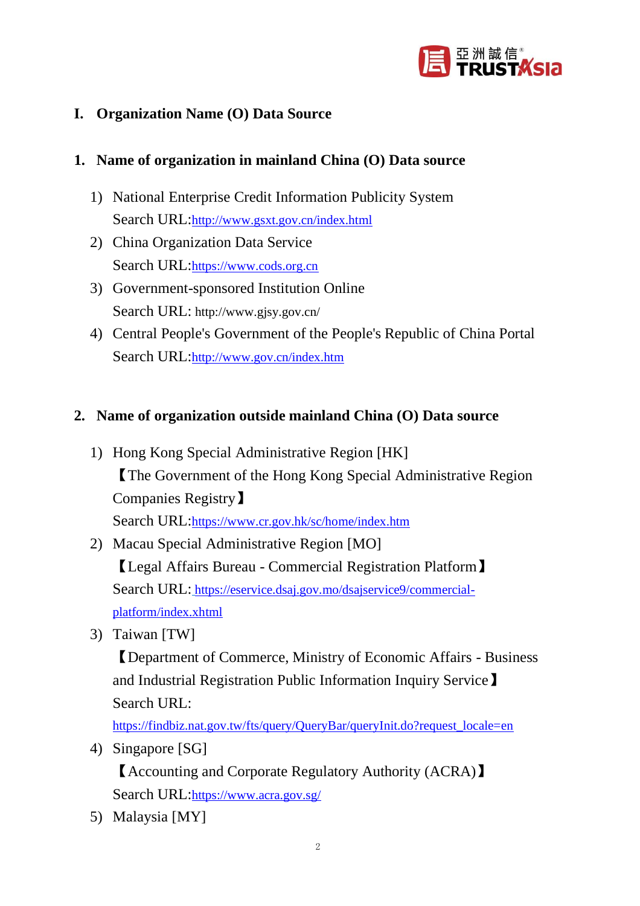## I. Organization Name (O) Data Source

### 1. Name of organization in mainland China (O) Data source

1) National Enterprise Credit Information Publicity System
   Search URL:http://www.gsxt.gov.cn/index.html
2) China Organization Data Service
   Search URL:https://www.cods.org.cn
3) Government-sponsored Institution Online
   Search URL: http://www.gjsy.gov.cn/
4) Central People's Government of the People's Republic of China Portal
   Search URL:http://www.gov.cn/index.htm

### 2. Name of organization outside mainland China (O) Data source

1) Hong Kong Special Administrative Region [HK]
   【The Government of the Hong Kong Special Administrative Region Companies Registry】
   Search URL:https://www.cr.gov.hk/sc/home/index.htm
2) Macau Special Administrative Region [MO]
   【Legal Affairs Bureau - Commercial Registration Platform】
   Search URL: https://eservice.dsaj.gov.mo/dsajservice9/commercial-platform/index.xhtml
3) Taiwan [TW]
   【Department of Commerce, Ministry of Economic Affairs - Business and Industrial Registration Public Information Inquiry Service】
   Search URL:
   https://findbiz.nat.gov.tw/fts/query/QueryBar/queryInit.do?request_locale=en
4) Singapore [SG]
   【Accounting and Corporate Regulatory Authority (ACRA)】
   Search URL:https://www.acra.gov.sg/
5) Malaysia [MY]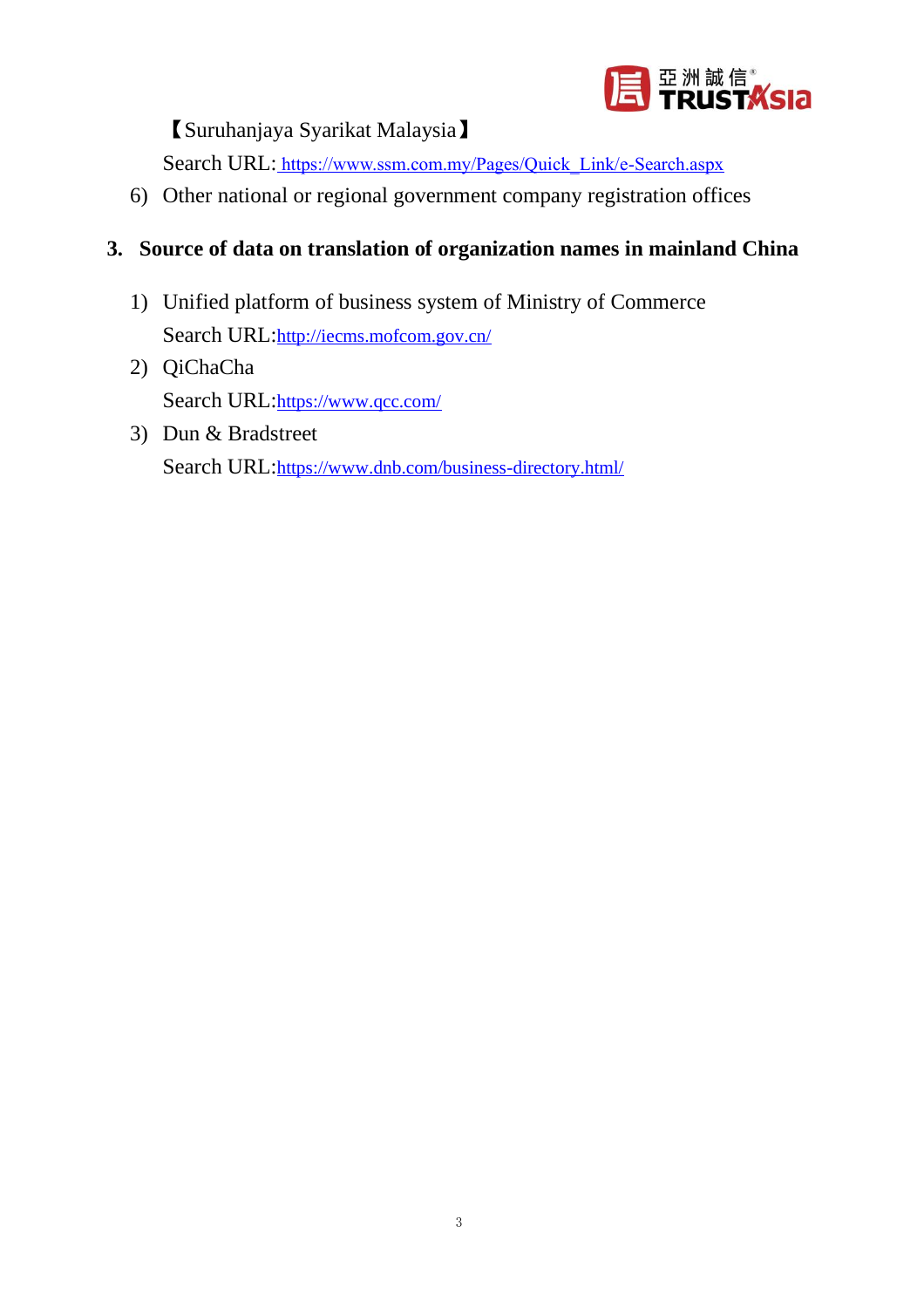【Suruhanjaya Syarikat Malaysia】

Search URL: https://www.ssm.com.my/Pages/Quick_Link/e-Search.aspx

6) Other national or regional government company registration offices

## 3. Source of data on translation of organization names in mainland China

1) Unified platform of business system of Ministry of Commerce

   Search URL: http://iecms.mofcom.gov.cn/

2) QiChaCha

   Search URL: https://www.qcc.com/

3) Dun & Bradstreet

   Search URL: https://www.dnb.com/business-directory.html/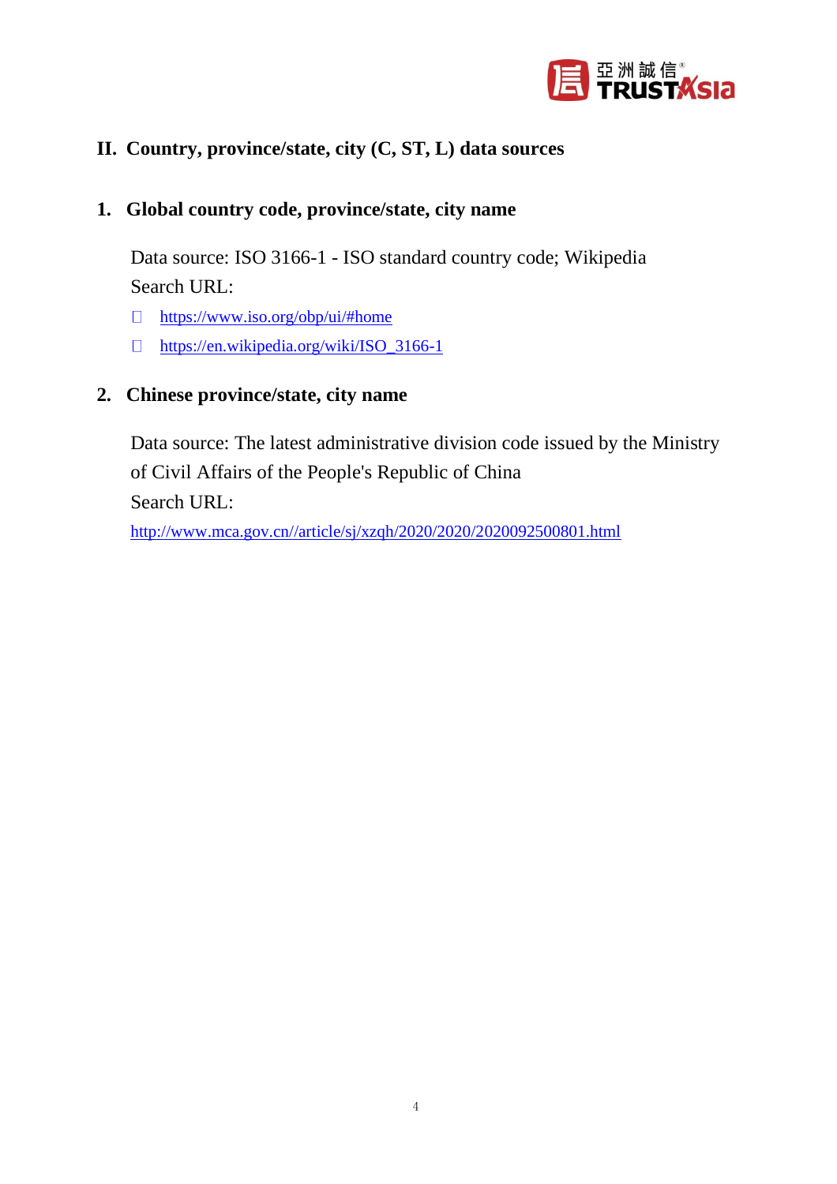## II. Country, province/state, city (C, ST, L) data sources

### 1. Global country code, province/state, city name

Data source: ISO 3166-1 - ISO standard country code; Wikipedia

Search URL:

- https://www.iso.org/obp/ui/#home
- https://en.wikipedia.org/wiki/ISO_3166-1

### 2. Chinese province/state, city name

Data source: The latest administrative division code issued by the Ministry of Civil Affairs of the People's Republic of China

Search URL:

http://www.mca.gov.cn//article/sj/xzqh/2020/2020/2020092500801.html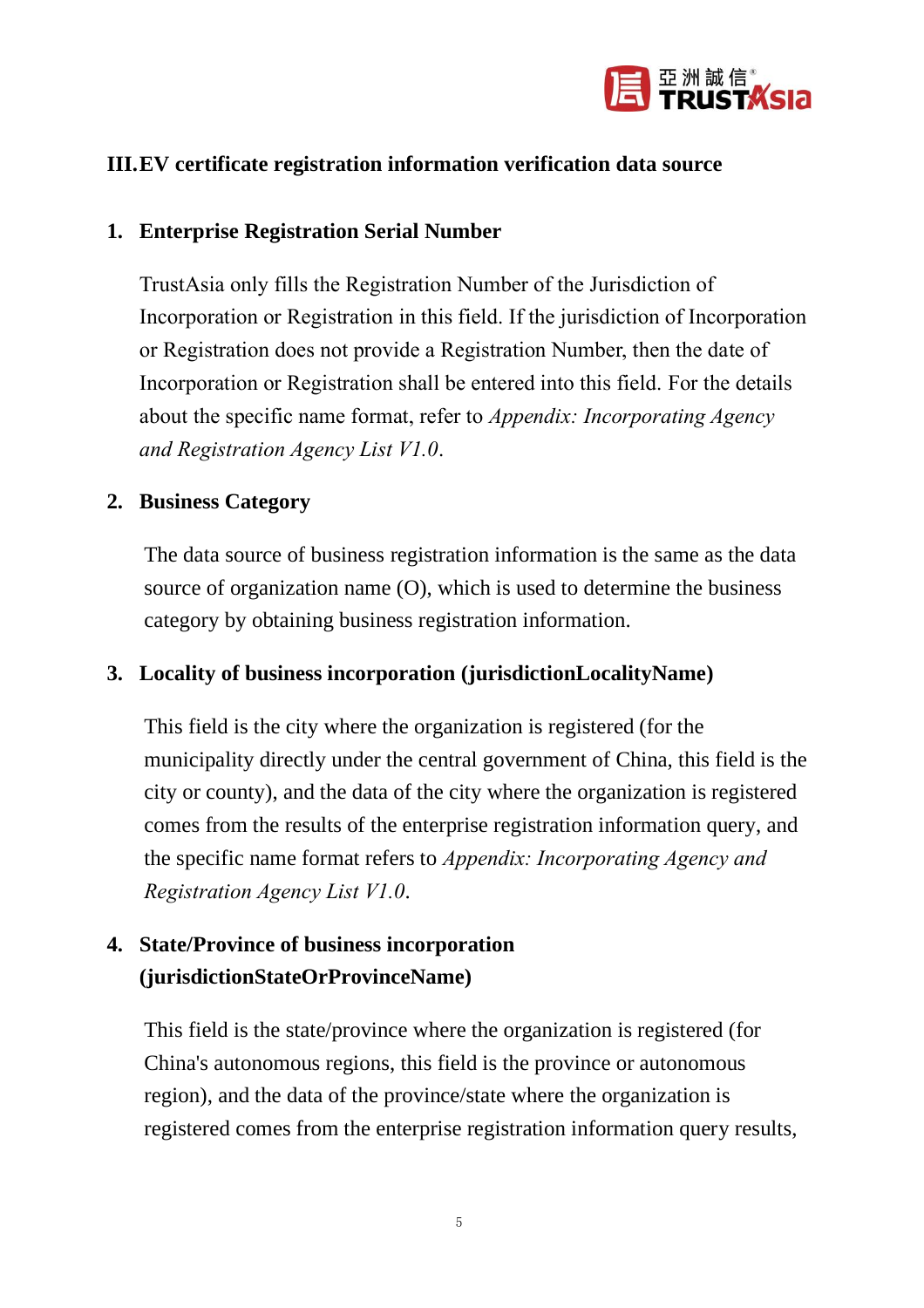## III. EV certificate registration information verification data source

### 1. Enterprise Registration Serial Number

TrustAsia only fills the Registration Number of the Jurisdiction of Incorporation or Registration in this field. If the jurisdiction of Incorporation or Registration does not provide a Registration Number, then the date of Incorporation or Registration shall be entered into this field. For the details about the specific name format, refer to *Appendix: Incorporating Agency and Registration Agency List V1.0*.

### 2. Business Category

The data source of business registration information is the same as the data source of organization name (O), which is used to determine the business category by obtaining business registration information.

### 3. Locality of business incorporation (jurisdictionLocalityName)

This field is the city where the organization is registered (for the municipality directly under the central government of China, this field is the city or county), and the data of the city where the organization is registered comes from the results of the enterprise registration information query, and the specific name format refers to *Appendix: Incorporating Agency and Registration Agency List V1.0*.

### 4. State/Province of business incorporation (jurisdictionStateOrProvinceName)

This field is the state/province where the organization is registered (for China's autonomous regions, this field is the province or autonomous region), and the data of the province/state where the organization is registered comes from the enterprise registration information query results,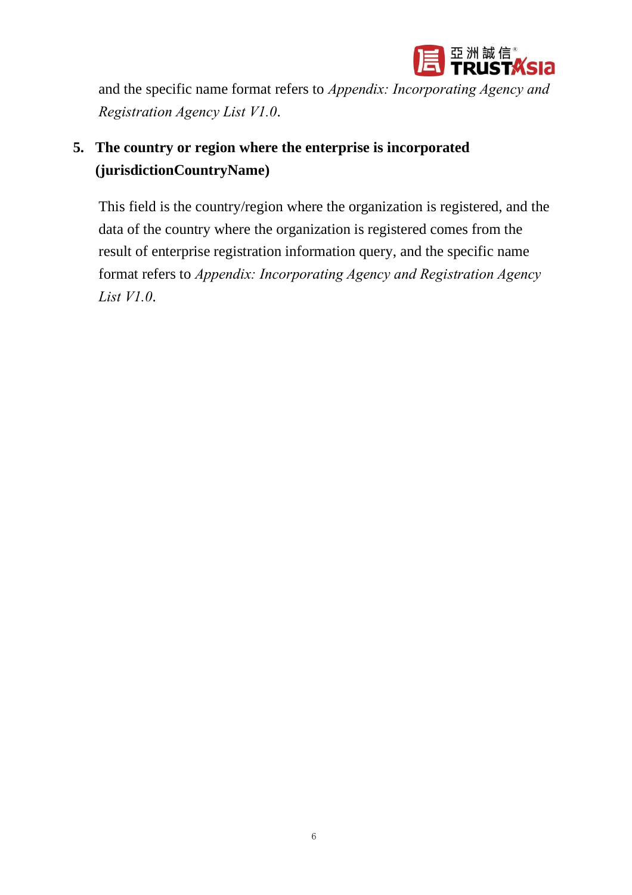and the specific name format refers to *Appendix: Incorporating Agency and Registration Agency List V1.0*.

5. **The country or region where the enterprise is incorporated (jurisdictionCountryName)**

   This field is the country/region where the organization is registered, and the data of the country where the organization is registered comes from the result of enterprise registration information query, and the specific name format refers to *Appendix: Incorporating Agency and Registration Agency List V1.0*.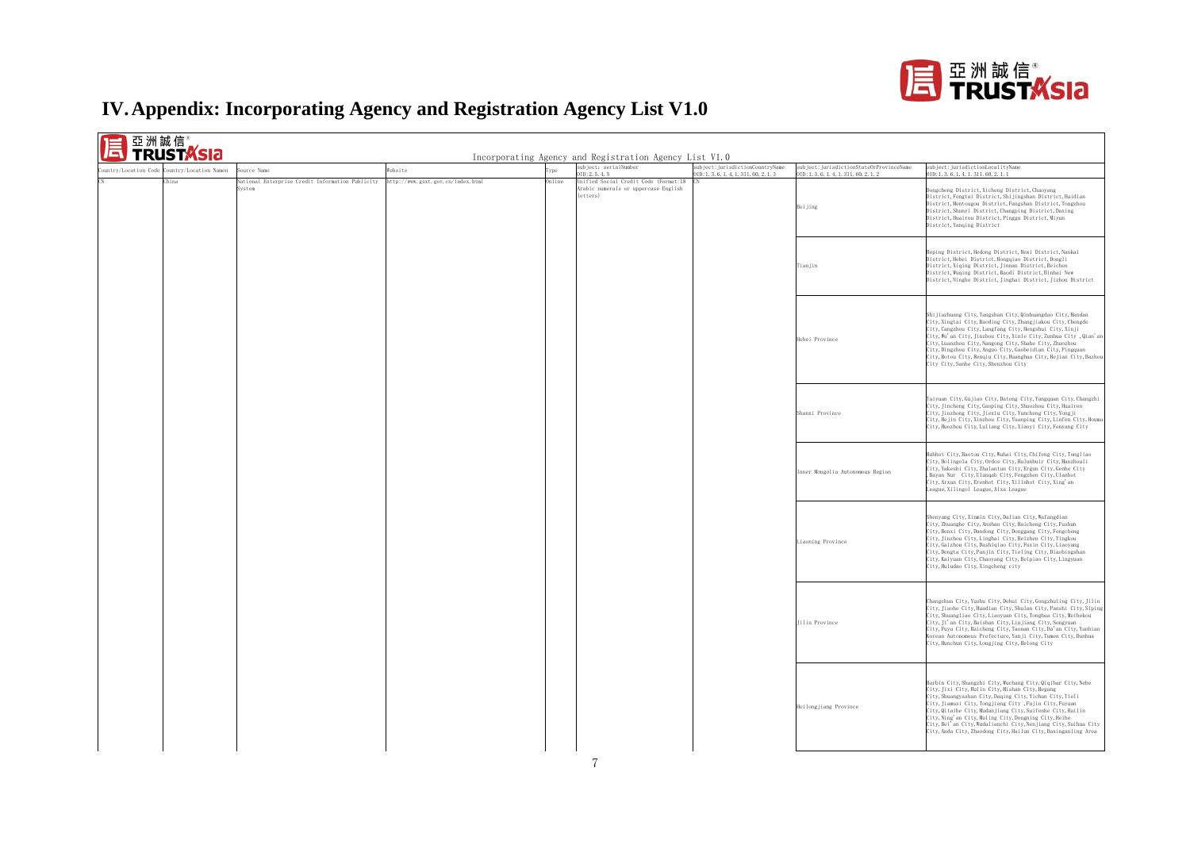# IV. Appendix: Incorporating Agency and Registration Agency List V1.0

Incorporating Agency and Registration Agency List V1.0

| Country/Location Code | Country/Location Namen | Source Name | Website | Type | subject: serialNumber OID:2.5.4.5 | subject:jurisdictionCountryName OID:1.3.6.1.4.1.311.60.2.1.3 | subject:jurisdictionStateOrProvinceName OID:1.3.6.1.4.1.311.60.2.1.2 | subject:jurisdictionLocalityName OID:1.3.6.1.4.1.311.60.2.1.1 |
|---|---|---|---|---|---|---|---|---|
| CN | China | National Enterprise Credit Information Publicity System | http://www.gsxt.gov.cn/index.html | Online | Unified Social Credit Code (Format:18 Arabic numerals or uppercase English letters) | CN | Beijing | Dongcheng District,Xicheng District,Chaoyang District,Fengtai District,Shijingshan District,Haidian District,Mentougou District,Fangshan District,Tongzhou District,Shunyi District,Changping District,Daxing District,Huairou District,Pinggu District,Miyun District,Yanqing District |
| | | | | | | | Tianjin | Heping District,Hedong District,Hexi District,Nankai District,Hebei District,Hongqiao District,Dongli District,Xiqing District,Jinnan District,Beichen District,Wuqing District,Baodi District,Binhai New District,Ninghe District,Jinghai District,Jizhou District |
| | | | | | | | Hebei Province | Shijiazhuang City,Tangshan City,Qinhuangdao City,Handan City,Xingtai City,Baoding City,Zhangjiakou City,Chengde City,Cangzhou City,Langfang City,Hengshui City,Xinji City,Wu'an City,Jinzhou City,Xinle City,Zunhua City ,Qian'an City,Luanzhou City,Nangong City,Shahe City,Zhuozhou City,Dingzhou City,Anguo City,Gaobeidian City,Pingquan City,Botou City,Renqiu City,Huanghua City,Hejian City,Bazhou City City,Sanhe City,Shenzhou City |
| | | | | | | | Shanxi Province | Taiyuan City,Gujiao City,Datong City,Yangquan City,Changzhi City,Jincheng City,Gaoping City,Shuozhou City,Huairen City,Jinzhong City,Jiexiu City,Yuncheng City,Yongji City,Hejin City,Xinzhou City,Yuanping City,Linfen City,Houma City,Huozhou City,Luliang City,Xiaoyi City,Fenyang City |
| | | | | | | | Inner Mongolia Autonomous Region | Huhhot City,Baotou City,Wuhai City,Chifeng City,Tongliao City,Holingola City,Ordos City,Hulunbuir City,Manzhouli City,Yakeshi City,Zhalantun City,Ergun City,Genhe City ,Bayan Nur City,Ulanqab City,Fengzhen City,Ulanhot City,Arxan City,Erenhot City,Xilinhot City,Xing'an League,Xilingol League,Alxa League |
| | | | | | | | Liaoning Province | Shenyang City,Xinmin City,Dalian City,Wafangdian City,Zhuanghe City,Anshan City,Haicheng City,Fushun City,Benxi City,Dandong City,Donggang City,Fengcheng City,Jinzhou City,Linghai City,Beizhen City,Yingkou City,Gaizhou City,Dashiqiao City,Fuxin City,Liaoyang City,Dengta City,Panjin City,Tieling City,Diaobingshan City,Kaiyuan City,Chaoyang City,Beipiao City,Lingyuan City,Huludao City,Xingcheng city |
| | | | | | | | Jilin Province | Changchun City,Yushu City,Dehui City,Gongzhuling City,Jilin City,Jiaohe City,Huadian City,Shulan City,Panshi City,Siping City,Shuangliao City,Liaoyuan City,Tonghua City,Meihekou City,Ji'an City,Baishan City,Linjiang City,Songyuan City,Fuyu City,Baicheng City,Taonan City,Da'an City,Yanbian Korean Autonomous Prefecture,Yanji City,Tumen City,Dunhua City,Hunchun City,Longjing City,Helong City |
| | | | | | | | Heilongjiang Province | Harbin City,Shangzhi City,Wuchang City,Qiqihar City,Nehe City,Jixi City,Hulin City,Mishan City,Hegang City,Shuangyashan City,Daqing City,Yichun City,Tieli City,Jiamusi City,Tongjiang City ,Fujin City,Fuyuan City,Qitaihe City,Mudanjiang City,Suifenhe City,Hailin City,Ning'an City,Muling City,Dongning City,Heihe City,Bei'an City,Wudalianchi City,Nenjiang City,Suihua City City,Anda City,Zhaodong City,Hailun City,Daxinganling Area |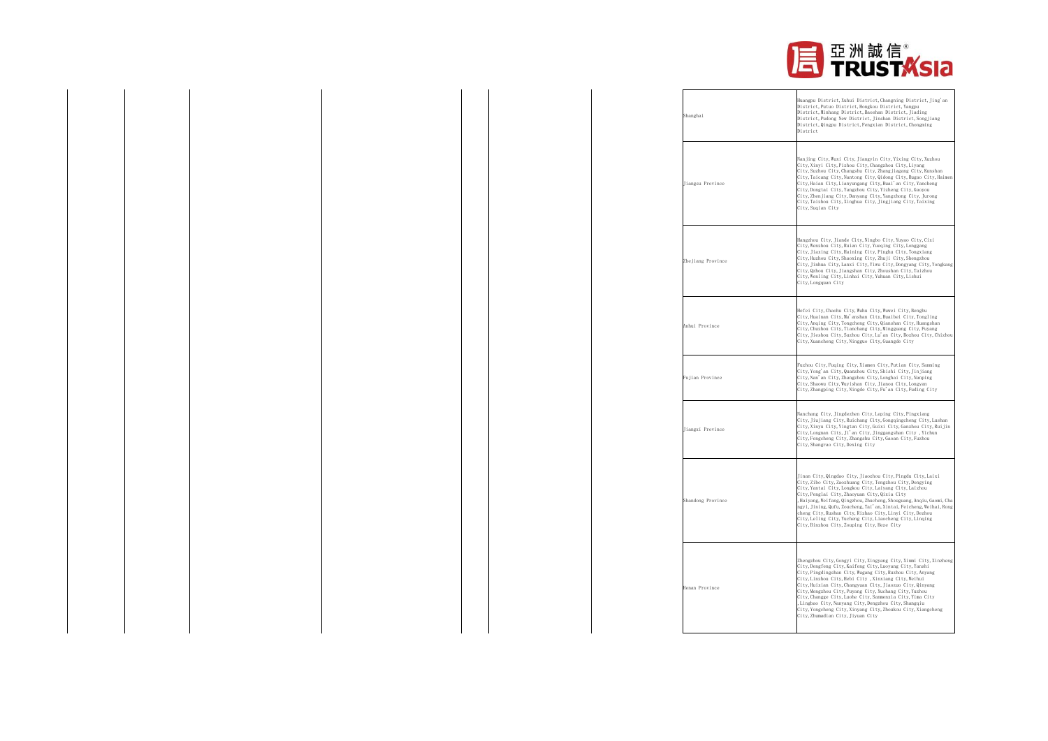| Region | Cities/Districts |
| --- | --- |
| Shanghai | Huangpu District,Xuhui District,Changning District,Jing'an District,Putuo District,Hongkou District,Yangpu District,Minhang District,Baoshan District,Jiading District,Pudong New District,Jinshan District,Songjiang District,Qingpu District,Fengxian District,Chongming District |
| Jiangsu Province | Nanjing City,Wuxi City,Jiangyin City,Yixing City,Xuzhou City,Xinyi City,Pizhou City,Changzhou City,Liyang City,Suzhou City,Changshu City,Zhangjiagang City,Kunshan City,Taicang City,Nantong City,Qidong City,Rugao City,Haimen City,Haian City,Lianyungang City,Huai'an City,Yancheng City,Dongtai City,Yangzhou City,Yizheng City,Gaoyou City,Zhenjiang City,Danyang City,Yangzhong City,Jurong City,Taizhou City,Xinghua City,Jingjiang City,Taixing City,Suqian City |
| Zhejiang Province | Hangzhou City,Jiande City,Ningbo City,Yuyao City,Cixi City,Wenzhou City,Ruian City,Yueqing City,Longgang City,Jiaxing City,Haining City,Pinghu City,Tongxiang City,Huzhou City,Shaoxing City,Zhuji City,Shengzhou City,Jinhua City,Lanxi City,Yiwu City,Dongyang City,Yongkang City,Quzhou City,Jiangshan City,Zhoushan City,Taizhou City,Wenling City,Linhai City,Yuhuan City,Lishui City,Longquan City |
| Anhui Province | Hefei City,Chaohu City,Wuhu City,Wuwei City,Bengbu City,Huainan City,Ma'anshan City,Huaibei City,Tongling City,Anqing City,Tongcheng City,Qianshan City,Huangshan City,Chuzhou City,Tianchang City,Mingguang City,Fuyang City,Jieshou City,Suzhou City,Lu'an City,Bozhou City,Chizhou City,Xuancheng City,Ningguo City,Guangde City |
| Fujian Province | Fuzhou City,Fuqing City,Xiamen City,Putian City,Sanming City,Yong'an City,Quanzhou City,Shishi City,Jinjiang City,Nan'an City,Zhangzhou City,Longhai City,Nanping City,Shaowu City,Wuyishan City,Jianou City,Longyan City,Zhangping City,Ningde City,Fu'an City,Fuding City |
| Jiangxi Province | Nanchang City,Jingdezhen City,Leping City,Pingxiang City,Jiujiang City,Ruichang City,Gongqingcheng City,Lushan City,Xinyu City,Yingtan City,Guixi City,Ganzhou City,Ruijin City,Longnan City,Ji'an City,Jinggangshan City ,Yichun City,Fengcheng City,Zhangshu City,Gaoan City,Fuzhou City,Shangrao City,Dexing City |
| Shandong Province | Jinan City,Qingdao City,Jiaozhou City,Pingdu City,Laixi City,Zibo City,Zaozhuang City,Tengzhou City,Dongying City,Yantai City,Longkou City,Laiyang City,Laizhou City,Penglai City,Zhaoyuan City,Qixia City ,Haiyang,Weifang,Qingzhou,Zhucheng,Shouguang,Anqiu,Gaomi,Changyi,Jining,Qufu,Zoucheng,Tai'an,Xintai,Feicheng,Weihai,Rongcheng City,Rushan City,Rizhao City,Linyi City,Dezhou City,Leling City,Yucheng City,Liaocheng City,Linqing City,Binzhou City,Zouping City,Heze City |
| Henan Province | Zhengzhou City,Gongyi City,Xingyang City,Xinmi City,Xinzheng City,Dengfeng City,Kaifeng City,Luoyang City,Yanshi City,Pingdingshan City,Wugang City,Ruzhou City,Anyang City,Linzhou City,Hebi City ,Xinxiang City,Weihui City,Huixian City,Changyuan City,Jiaozuo City,Qinyang City,Mengzhou City,Puyang City,Xuchang City,Yuzhou City,Changge City,Luohe City,Sanmenxia City,Yima City ,Lingbao City,Nanyang City,Dengzhou City,Shangqiu City,Yongcheng City,Xinyang City,Zhoukou City,Xiangcheng City,Zhumadian City,Jiyuan City |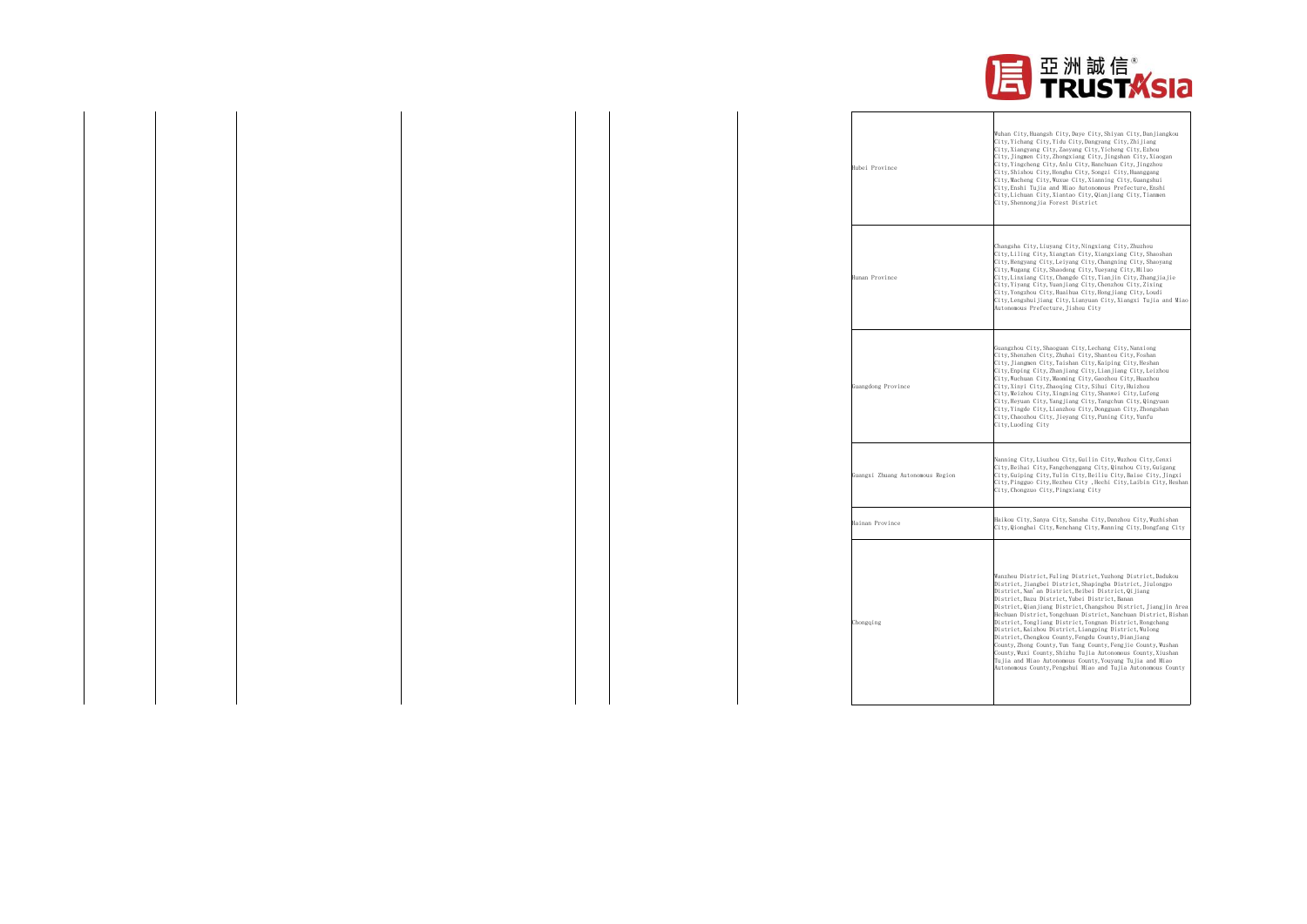| Hubei Province | Wuhan City,Huangsh City,Daye City,Shiyan City,Danjiangkou City,Yichang City,Yidu City,Dangyang City,Zhijiang City,Xiangyang City,Zaoyang City,Yicheng City,Ezhou City,Jingmen City,Zhongxiang City,Jingshan City,Xiaogan City,Yingcheng City,Anlu City,Hanchuan City,Jingzhou City,Shishou City,Honghu City,Songzi City,Huanggang City,Macheng City,Wuxue City,Xianning City,Guangshui City,Enshi Tujia and Miao Autonomous Prefecture,Enshi City,Lichuan City,Xiantao City,Qianjiang City,Tianmen City,Shennongjia Forest District |
|---|---|
| Hunan Province | Changsha City,Liuyang City,Ningxiang City,Zhuzhou City,Liling City,Xiangtan City,Xiangxiang City,Shaoshan City,Hengyang City,Leiyang City,Changning City,Shaoyang City,Wugang City,Shaodong City,Yueyang City,Miluo City,Linxiang City,Changde City,Tianjin City,Zhangjiajie City,Yiyang City,Yuanjiang City,Chenzhou City,Zixing City,Yongzhou City,Huaihua City,Hongjiang City,Loudi City,Lengshuijiang City,Lianyuan City,Xiangxi Tujia and Miao Autonomous Prefecture,Jishou City |
| Guangdong Province | Guangzhou City,Shaoguan City,Lechang City,Nanxiong City,Shenzhen City,Zhuhai City,Shantou City,Foshan City,Jiangmen City,Taishan City,Kaiping City,Heshan City,Enping City,Zhanjiang City,Lianjiang City,Leizhou City,Wuchuan City,Maoming City,Gaozhou City,Huazhou City,Xinyi City,Zhaoqing City,Sihui City,Huizhou City,Meizhou City,Xingning City,Shanwei City,Lufeng City,Heyuan City,Yangjiang City,Yangchun City,Qingyuan City,Yingde City,Lianzhou City,Dongguan City,Zhongshan City,Chaozhou City,Jieyang City,Puning City,Yunfu City,Luoding City |
| Guangxi Zhuang Autonomous Region | Nanning City,Liuzhou City,Guilin City,Wuzhou City,Cenxi City,Beihai City,Fangchenggang City,Qinzhou City,Guigang City,Guiping City,Yulin City,Beiliu City,Baise City,Jingxi City,Pingguo City,Hezhou City ,Hechi City,Laibin City,Heshan City,Chongzuo City,Pingxiang City |
| Hainan Province | Haikou City,Sanya City,Sansha City,Danzhou City,Wuzhishan City,Qionghai City,Wenchang City,Wanning City,Dongfang City |
| Chongqing | Wanzhou District,Fuling District,Yuzhong District,Dadukou District,Jiangbei District,Shapingba District,Jiulongpo District,Nan'an District,Beibei District,Qijiang District,Dazu District,Yubei District,Banan District,Qianjiang District,Changshou District,Jiangjin Area Hechuan District,Yongchuan District,Nanchuan District,Bishan District,Tongliang District,Tongnan District,Rongchang District,Kaizhou District,Liangping District,Wulong District,Chengkou County,Fengdu County,Dianjiang County,Zhong County,Yun Yang County,Fengjie County,Wushan County,Wuxi County,Shizhu Tujia Autonomous County,Xiushan Tujia and Miao Autonomous County,Youyang Tujia and Miao Autonomous County,Pengshui Miao and Tujia Autonomous County |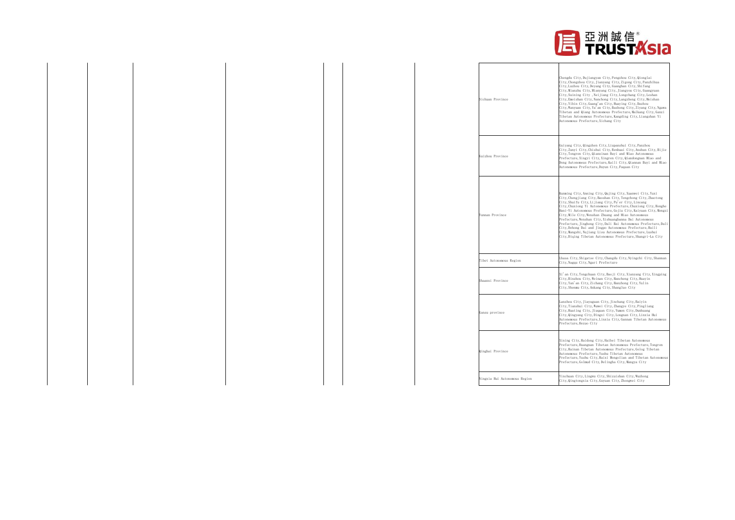| | |
|---|---|
| Sichuan Province | Chengdu City,Dujiangyan City,Pengzhou City,Qionglai City,Chongzhou City,Jianyang City,Zigong City,Panzhihua City,Luzhou City,Deyang City,Guanghan City,Shifang City,Mianzhu City,Mianyang City,Jiangyou City,Guangyuan City,Suining City ,Neijiang City,Longchang City,Leshan City,Emeishan City,Nanchong City,Langzhong City,Meishan City,Yibin City,Guang'an City,Huaying City,Dazhou City,Wanyuan City,Ya'an City,Bazhong City,Ziyang City,Ngawa Tibetan and Qiang Autonomous Prefecture,Malkang City,Ganzi Tibetan Autonomous Prefecture,Kangding City,Liangshan Yi Autonomous Prefecture,Xichang City |
| Guizhou Province | Guiyang City,Qingzhen City,Liupanshui City,Panzhou City,Zunyi City,Chishui City,Renhuai City,Anshun City,Bijie City,Tongren City,Qianxinan Buyi and Miao Autonomous Prefecture,Xingyi City,Xingren City,Qiandongnan Miao and Dong Autonomous Prefecture,Kaili City,Qiannan Buyi and Miao Autonomous Prefecture,Duyun City,Fuquan City |
| Yunnan Province | Kunming City,Anning City,Qujing City,Xuanwei City,Yuxi City,Chengjiang City,Baoshan City,Tengchong City,Zhaotong City,Shuifu City,Lijiang City,Pu'er City,Lincang City,Chuxiong Yi Autonomous Prefecture,Chuxiong City,Honghe Hani-Yi Autonomous Prefecture,Gejiu City,Kaiyuan City,Mengzi City,Mile City,Wenshan Zhuang and Miao Autonomous Prefecture,Wenshan City,Xishuangbanna Dai Autonomous Prefecture,Jinghong City,Dali Bai Autonomous Prefecture,Dali City,Dehong Dai and Jingpo Autonomous Prefecture,Ruili City,Mangshi,Nujiang Lisu Autonomous Prefecture,Lushui City,Diqing Tibetan Autonomous Prefecture,Shangri-La City |
| Tibet Autonomous Region | Lhasa City,Shigatse City,Changdu City,Nyingchi City,Shannan City,Nagqu City,Ngari Prefecture |
| Shaanxi Province | Xi'an City,Tongchuan City,Baoji City,Xianyang City,Xingping City,Binzhou City,Weinan City,Hancheng City,Huayin City,Yan'an City,Zichang City,Hanzhong City,Yulin City,Shenmu City,Ankang City,Shangluo City |
| Gansu province | Lanzhou City,Jiayuguan City,Jinchang City,Baiyin City,Tianshui City,Wuwei City,Zhangye City,Pingliang City,Huating City,Jiuquan City,Yumen City,Dunhuang City,Qingyang City,Dingxi City,Longnan City,Linxia Hui Autonomous Prefecture,Linxia City,Gannan Tibetan Autonomous Prefecture,Hezuo City |
| Qinghai Province | Xining City,Haidong City,Haibei Tibetan Autonomous Prefecture,Huangnan Tibetan Autonomous Prefecture,Tongren City,Hainan Tibetan Autonomous Prefecture,Golog Tibetan Autonomous Prefecture,Yushu Tibetan Autonomous Prefecture,Yushu City,Haixi Mongolian and Tibetan Autonomous Prefecture,Golmud City,Delingha City,Mangya City |
| Ningxia Hui Autonomous Region | Yinchuan City,Lingwu City,Shizuishan City,Wuzhong City,Qingtongxia City,Guyuan City,Zhongwei City |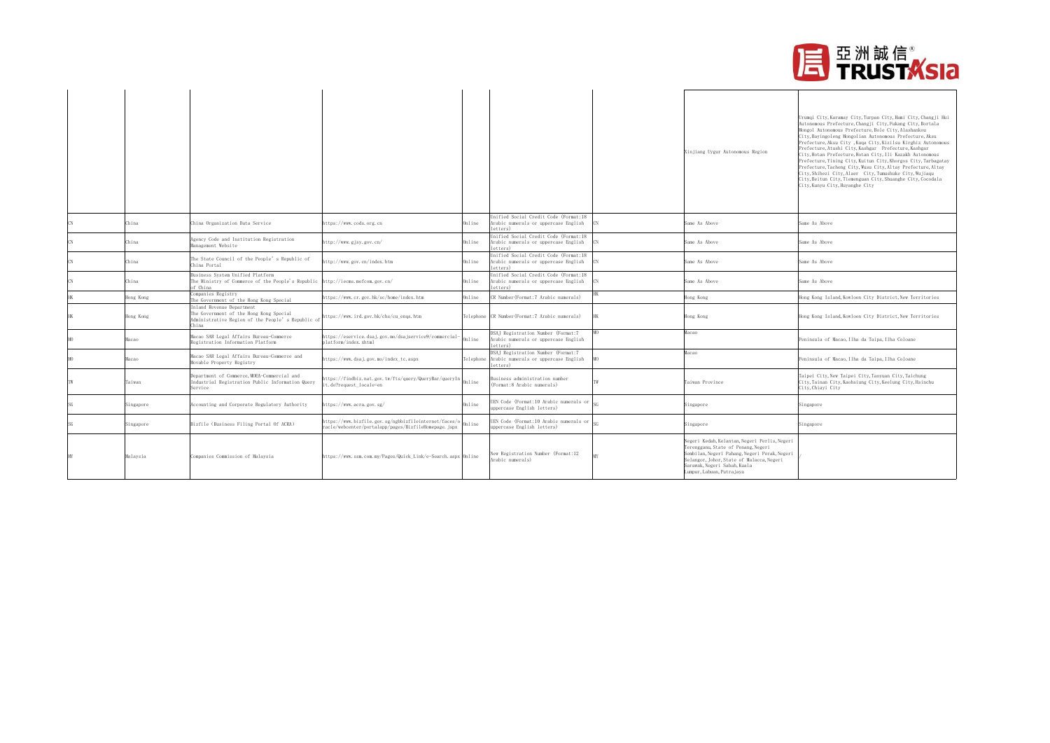| | | | | | | | | |
|---|---|---|---|---|---|---|---|---|
| | | | | | | | Xinjiang Uygur Autonomous Region | Urumqi City,Karamay City,Turpan City,Hami City,Changji Hui Autonomous Prefecture,Changji City,Fukang City,Bortala Mongol Autonomous Prefecture,Bole City,Alashankou City,Bayingoleng Mongolian Autonomous Prefecture,Aksu Prefecture,Aksu City ,Kuqa City,Kizilsu Kirghiz Autonomous Prefecture,Atushi City,Kashgar Prefecture,Kashgar City,Hotan Prefecture,Hotan City,Ili Kazakh Autonomous Prefecture,Yining City,Kuitun City,Khorgos City,Tarbagatay Prefecture,Tacheng City,Wusu City,Altay Prefecture,Altay City,Shihezi City,Alaer City,Tumushuke City,Wujiaqu City,Beitun City,Tiemenguan City,Shuanghe City,Cocodala City,Kunyu City,Huyanghe City |
| CN | China | China Organization Data Service | https://www.cods.org.cn | Online | Unified Social Credit Code (Format:18 Arabic numerals or uppercase English letters) | CN | Same As Above | Same As Above |
| CN | China | Agency Code and Institution Registration Management Website | http://www.gjsy.gov.cn/ | Online | Unified Social Credit Code (Format:18 Arabic numerals or uppercase English letters) | CN | Same As Above | Same As Above |
| CN | China | The State Council of the People's Republic of China Portal | http://www.gov.cn/index.htm | Online | Unified Social Credit Code (Format:18 Arabic numerals or uppercase English letters) | CN | Same As Above | Same As Above |
| CN | China | Business System Unified Platform The Ministry of Commerce of the People's Republic of China | http://iecms.mofcom.gov.cn/ | Online | Unified Social Credit Code (Format:18 Arabic numerals or uppercase English letters) | CN | Same As Above | Same As Above |
| HK | Hong Kong | Companies Registry The Government of the Hong Kong Special | https://www.cr.gov.hk/sc/home/index.htm | Online | CR Number(Format:7 Arabic numerals) | HK | Hong Kong | Hong Kong Island,Kowloon City District,New Territories |
| HK | Hong Kong | Inland Revenue Department The Government of the Hong Kong Special Administrative Region of the People's Republic of China | https://www.ird.gov.hk/chs/cu_enqs.htm | Telephone | CR Number(Format:7 Arabic numerals) | HK | Hong Kong | Hong Kong Island,Kowloon City District,New Territories |
| MO | Macao | Macao SAR Legal Affairs Bureau-Commerce Registration Information Platform | https://eservice.dsaj.gov.mo/dsajservice9/commercial-platform/index.xhtml | Online | DSAJ Registration Number (Format:7 Arabic numerals or uppercase English letters) | MO | Macao | Peninsula of Macao,Ilha da Taipa,Ilha Coloane |
| MO | Macao | Macao SAR Legal Affairs Bureau-Commerce and Movable Property Registry | https://www.dsaj.gov.mo/index_tc.aspx | Telephone | DSAJ Registration Number (Format:7 Arabic numerals or uppercase English letters) | MO | Macao | Peninsula of Macao,Ilha da Taipa,Ilha Coloane |
| TW | Taiwan | Department of Commerce,MOEA-Commercial and Industrial Registration Public Information Query Service | https://findbiz.nat.gov.tw/fts/query/QueryBar/queryInit.do?request_locale=en | Online | Business administration number (Format:8 Arabic numerals) | TW | Taiwan Province | Taipei City,New Taipei City,Taoyuan City,Taichung City,Tainan City,Kaohsiung City,Keelung City,Hsinchu City,Chiayi City |
| SG | Singapore | Accounting and Corporate Regulatory Authority | https://www.acra.gov.sg/ | Online | UEN Code (Format:10 Arabic numerals or uppercase English letters) | SG | Singapore | Singapore |
| SG | Singapore | Bizfile (Business Filing Portal Of ACRA) | https://www.bizfile.gov.sg/ngbbizfileinternet/faces/oracle/webcenter/portalapp/pages/BizfileHomepage.jspx | Online | UEN Code (Format:10 Arabic numerals or uppercase English letters) | SG | Singapore | Singapore |
| MY | Malaysia | Companies Commission of Malaysia | https://www.ssm.com.my/Pages/Quick_Link/e-Search.aspx | Online | New Registration Number (Format:12 Arabic numerals) | MY | Negeri Kedah,Kelantan,Negeri Perlis,Negeri Terengganu,State of Penang,Negeri Sembilan,Negeri Pahang,Negeri Perak,Negeri Selangor,Johor,State of Malacca,Negeri Sarawak,Negeri Sabah,Kuala Lumpur,Labuan,Putrajaya | / |